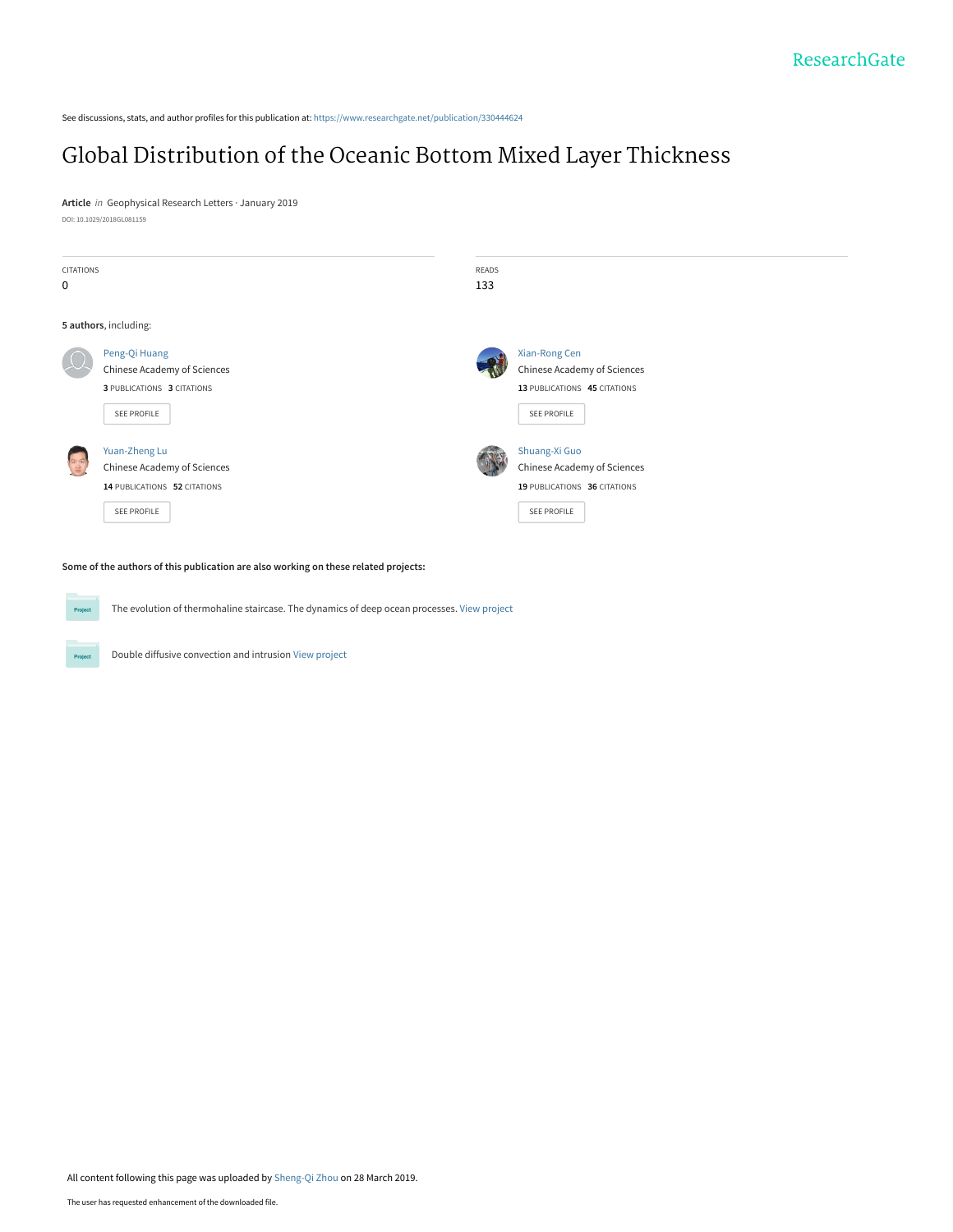See discussions, stats, and author profiles for this publication at: https://www.researchgate.net/publication/330444624

# Global Distribution of the Oceanic Bottom Mixed Layer Thickness

**Article** *in* Geophysical Research Letters · January 2019

DOI: 10.1029/2018GL081159

| CITATIONS | READS |
| --- | --- |
| 0 | 133 |

**5 authors**, including:

Peng-Qi Huang
Chinese Academy of Sciences
**3** PUBLICATIONS **3** CITATIONS
SEE PROFILE

Xian-Rong Cen
Chinese Academy of Sciences
**13** PUBLICATIONS **45** CITATIONS
SEE PROFILE

Yuan-Zheng Lu
Chinese Academy of Sciences
**14** PUBLICATIONS **52** CITATIONS
SEE PROFILE

Shuang-Xi Guo
Chinese Academy of Sciences
**19** PUBLICATIONS **36** CITATIONS
SEE PROFILE

**Some of the authors of this publication are also working on these related projects:**

Project: The evolution of thermohaline staircase. The dynamics of deep ocean processes. View project

Project: Double diffusive convection and intrusion View project

All content following this page was uploaded by Sheng-Qi Zhou on 28 March 2019.

The user has requested enhancement of the downloaded file.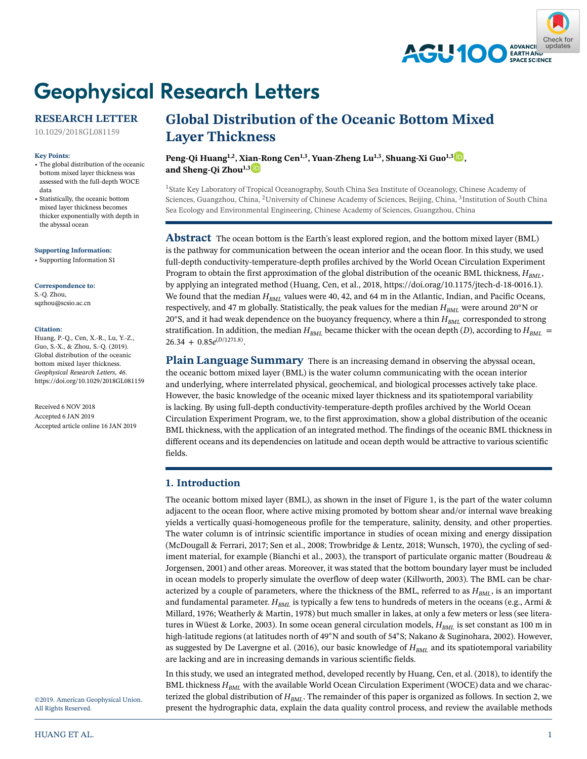# Geophysical Research Letters

## RESEARCH LETTER

10.1029/2018GL081159

### Key Points:

- The global distribution of the oceanic bottom mixed layer thickness was assessed with the full-depth WOCE data
- Statistically, the oceanic bottom mixed layer thickness becomes thicker exponentially with depth in the abyssal ocean

### Supporting Information:

- Supporting Information S1

### Correspondence to:

S.-Q. Zhou,
sqzhou@scsio.ac.cn

### Citation:

Huang, P.-Q., Cen, X.-R., Lu, Y.-Z., Guo, S.-X., & Zhou, S.-Q. (2019). Global distribution of the oceanic bottom mixed layer thickness. *Geophysical Research Letters*, *46*. https://doi.org/10.1029/2018GL081159

Received 6 NOV 2018
Accepted 6 JAN 2019
Accepted article online 16 JAN 2019

©2019. American Geophysical Union. All Rights Reserved.

# Global Distribution of the Oceanic Bottom Mixed Layer Thickness

**Peng-Qi Huang[1,2], Xian-Rong Cen[1,3], Yuan-Zheng Lu[1,3], Shuang-Xi Guo[1,3], and Sheng-Qi Zhou[1,3]**

[1]State Key Laboratory of Tropical Oceanography, South China Sea Institute of Oceanology, Chinese Academy of Sciences, Guangzhou, China, [2]University of Chinese Academy of Sciences, Beijing, China, [3]Institution of South China Sea Ecology and Environmental Engineering, Chinese Academy of Sciences, Guangzhou, China

**Abstract** The ocean bottom is the Earth's least explored region, and the bottom mixed layer (BML) is the pathway for communication between the ocean interior and the ocean floor. In this study, we used full-depth conductivity-temperature-depth profiles archived by the World Ocean Circulation Experiment Program to obtain the first approximation of the global distribution of the oceanic BML thickness, $H_{BML}$, by applying an integrated method (Huang, Cen, et al., 2018, https://doi.orag/10.1175/jtech-d-18-0016.1). We found that the median $H_{BML}$ values were 40, 42, and 64 m in the Atlantic, Indian, and Pacific Oceans, respectively, and 47 m globally. Statistically, the peak values for the median $H_{BML}$ were around 20°N or 20°S, and it had weak dependence on the buoyancy frequency, where a thin $H_{BML}$ corresponded to strong stratification. In addition, the median $H_{BML}$ became thicker with the ocean depth ($D$), according to $H_{BML} = 26.34 + 0.85e^{(D/1271.8)}$.

**Plain Language Summary** There is an increasing demand in observing the abyssal ocean, the oceanic bottom mixed layer (BML) is the water column communicating with the ocean interior and underlying, where interrelated physical, geochemical, and biological processes actively take place. However, the basic knowledge of the oceanic mixed layer thickness and its spatiotemporal variability is lacking. By using full-depth conductivity-temperature-depth profiles archived by the World Ocean Circulation Experiment Program, we, to the first approximation, show a global distribution of the oceanic BML thickness, with the application of an integrated method. The findings of the oceanic BML thickness in different oceans and its dependencies on latitude and ocean depth would be attractive to various scientific fields.

## 1. Introduction

The oceanic bottom mixed layer (BML), as shown in the inset of Figure 1, is the part of the water column adjacent to the ocean floor, where active mixing promoted by bottom shear and/or internal wave breaking yields a vertically quasi-homogeneous profile for the temperature, salinity, density, and other properties. The water column is of intrinsic scientific importance in studies of ocean mixing and energy dissipation (McDougall & Ferrari, 2017; Sen et al., 2008; Trowbridge & Lentz, 2018; Wunsch, 1970), the cycling of sediment material, for example (Bianchi et al., 2003), the transport of particulate organic matter (Boudreau & Jorgensen, 2001) and other areas. Moreover, it was stated that the bottom boundary layer must be included in ocean models to properly simulate the overflow of deep water (Killworth, 2003). The BML can be characterized by a couple of parameters, where the thickness of the BML, referred to as $H_{BML}$, is an important and fundamental parameter. $H_{BML}$ is typically a few tens to hundreds of meters in the oceans (e.g., Armi & Millard, 1976; Weatherly & Martin, 1978) but much smaller in lakes, at only a few meters or less (see literatures in Wüest & Lorke, 2003). In some ocean general circulation models, $H_{BML}$ is set constant as 100 m in high-latitude regions (at latitudes north of 49°N and south of 54°S; Nakano & Suginohara, 2002). However, as suggested by De Lavergne et al. (2016), our basic knowledge of $H_{BML}$ and its spatiotemporal variability are lacking and are in increasing demands in various scientific fields.

In this study, we used an integrated method, developed recently by Huang, Cen, et al. (2018), to identify the BML thickness $H_{BML}$ with the available World Ocean Circulation Experiment (WOCE) data and we characterized the global distribution of $H_{BML}$. The remainder of this paper is organized as follows. In section 2, we present the hydrographic data, explain the data quality control process, and review the available methods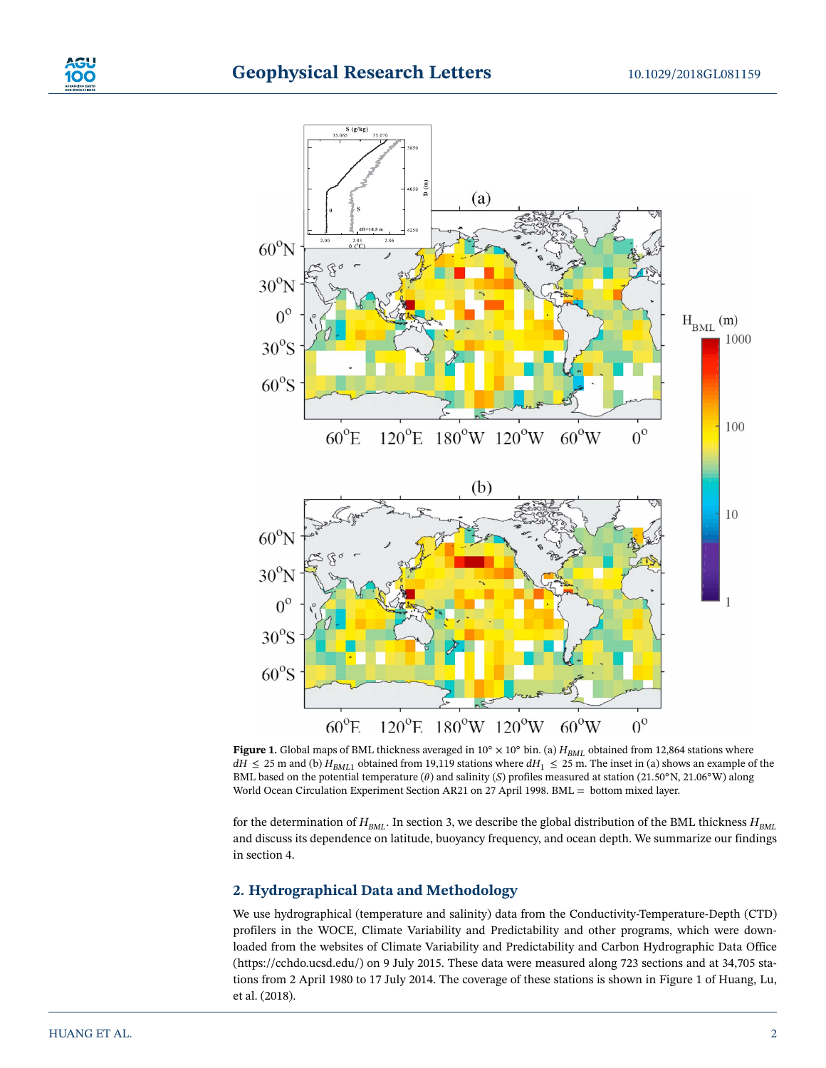**Figure 1.** Global maps of BML thickness averaged in 10° × 10° bin. (a) $H_{BML}$ obtained from 12,864 stations where $dH \leq 25$ m and (b) $H_{BML1}$ obtained from 19,119 stations where $dH_1 \leq 25$ m. The inset in (a) shows an example of the BML based on the potential temperature ($\theta$) and salinity ($S$) profiles measured at station (21.50°N, 21.06°W) along World Ocean Circulation Experiment Section AR21 on 27 April 1998. BML = bottom mixed layer.

for the determination of $H_{BML}$. In section 3, we describe the global distribution of the BML thickness $H_{BML}$ and discuss its dependence on latitude, buoyancy frequency, and ocean depth. We summarize our findings in section 4.

## 2. Hydrographical Data and Methodology

We use hydrographical (temperature and salinity) data from the Conductivity-Temperature-Depth (CTD) profilers in the WOCE, Climate Variability and Predictability and other programs, which were downloaded from the websites of Climate Variability and Predictability and Carbon Hydrographic Data Office (https://cchdo.ucsd.edu/) on 9 July 2015. These data were measured along 723 sections and at 34,705 stations from 2 April 1980 to 17 July 2014. The coverage of these stations is shown in Figure 1 of Huang, Lu, et al. (2018).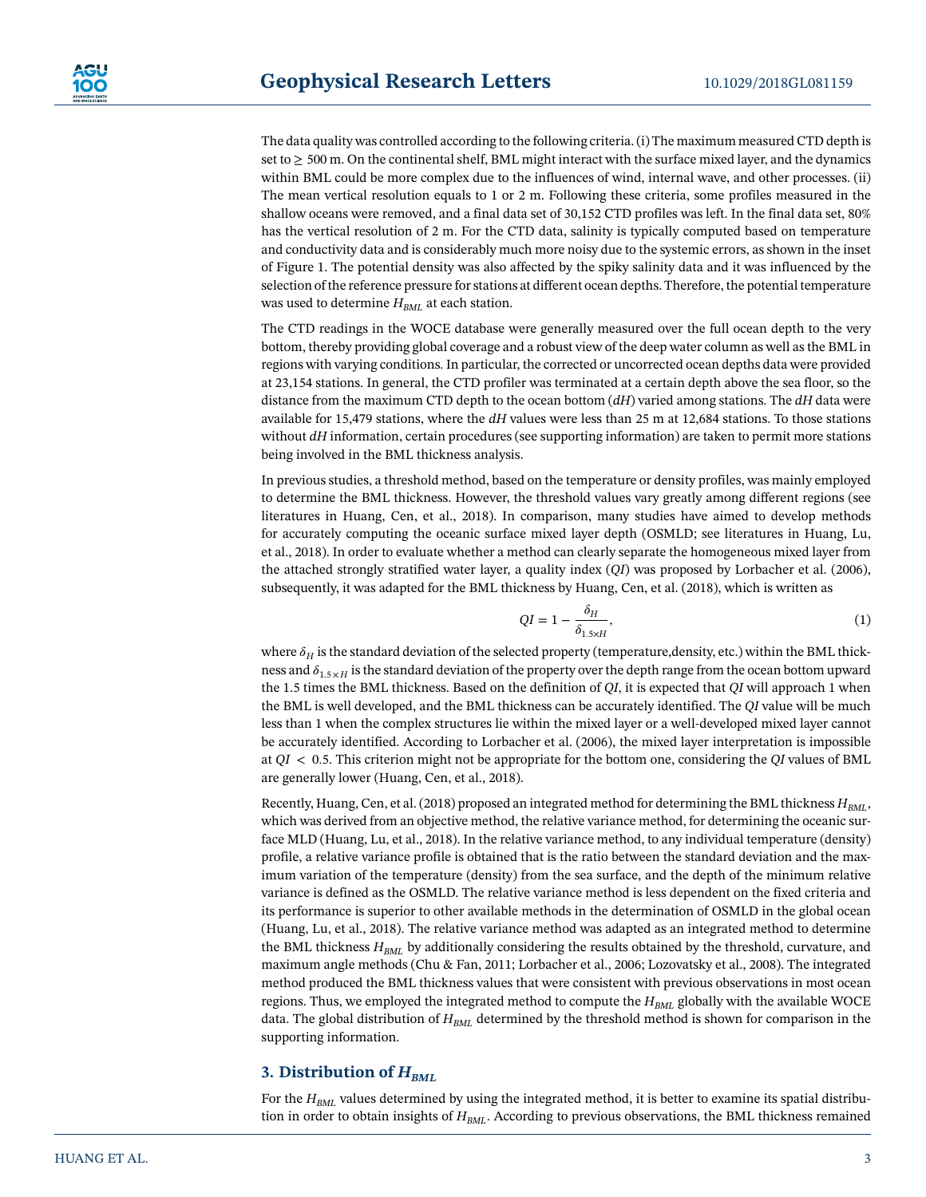The data quality was controlled according to the following criteria. (i) The maximum measured CTD depth is set to ≥ 500 m. On the continental shelf, BML might interact with the surface mixed layer, and the dynamics within BML could be more complex due to the influences of wind, internal wave, and other processes. (ii) The mean vertical resolution equals to 1 or 2 m. Following these criteria, some profiles measured in the shallow oceans were removed, and a final data set of 30,152 CTD profiles was left. In the final data set, 80% has the vertical resolution of 2 m. For the CTD data, salinity is typically computed based on temperature and conductivity data and is considerably much more noisy due to the systemic errors, as shown in the inset of Figure 1. The potential density was also affected by the spiky salinity data and it was influenced by the selection of the reference pressure for stations at different ocean depths. Therefore, the potential temperature was used to determine $H_{BML}$ at each station.

The CTD readings in the WOCE database were generally measured over the full ocean depth to the very bottom, thereby providing global coverage and a robust view of the deep water column as well as the BML in regions with varying conditions. In particular, the corrected or uncorrected ocean depths data were provided at 23,154 stations. In general, the CTD profiler was terminated at a certain depth above the sea floor, so the distance from the maximum CTD depth to the ocean bottom ($dH$) varied among stations. The $dH$ data were available for 15,479 stations, where the $dH$ values were less than 25 m at 12,684 stations. To those stations without $dH$ information, certain procedures (see supporting information) are taken to permit more stations being involved in the BML thickness analysis.

In previous studies, a threshold method, based on the temperature or density profiles, was mainly employed to determine the BML thickness. However, the threshold values vary greatly among different regions (see literatures in Huang, Cen, et al., 2018). In comparison, many studies have aimed to develop methods for accurately computing the oceanic surface mixed layer depth (OSMLD; see literatures in Huang, Lu, et al., 2018). In order to evaluate whether a method can clearly separate the homogeneous mixed layer from the attached strongly stratified water layer, a quality index ($QI$) was proposed by Lorbacher et al. (2006), subsequently, it was adapted for the BML thickness by Huang, Cen, et al. (2018), which is written as

$$QI = 1 - \frac{\delta_H}{\delta_{1.5\times H}}, \tag{1}$$

where $\delta_H$ is the standard deviation of the selected property (temperature,density, etc.) within the BML thickness and $\delta_{1.5\times H}$ is the standard deviation of the property over the depth range from the ocean bottom upward the 1.5 times the BML thickness. Based on the definition of $QI$, it is expected that $QI$ will approach 1 when the BML is well developed, and the BML thickness can be accurately identified. The $QI$ value will be much less than 1 when the complex structures lie within the mixed layer or a well-developed mixed layer cannot be accurately identified. According to Lorbacher et al. (2006), the mixed layer interpretation is impossible at $QI < 0.5$. This criterion might not be appropriate for the bottom one, considering the $QI$ values of BML are generally lower (Huang, Cen, et al., 2018).

Recently, Huang, Cen, et al. (2018) proposed an integrated method for determining the BML thickness $H_{BML}$, which was derived from an objective method, the relative variance method, for determining the oceanic surface MLD (Huang, Lu, et al., 2018). In the relative variance method, to any individual temperature (density) profile, a relative variance profile is obtained that is the ratio between the standard deviation and the maximum variation of the temperature (density) from the sea surface, and the depth of the minimum relative variance is defined as the OSMLD. The relative variance method is less dependent on the fixed criteria and its performance is superior to other available methods in the determination of OSMLD in the global ocean (Huang, Lu, et al., 2018). The relative variance method was adapted as an integrated method to determine the BML thickness $H_{BML}$ by additionally considering the results obtained by the threshold, curvature, and maximum angle methods (Chu & Fan, 2011; Lorbacher et al., 2006; Lozovatsky et al., 2008). The integrated method produced the BML thickness values that were consistent with previous observations in most ocean regions. Thus, we employed the integrated method to compute the $H_{BML}$ globally with the available WOCE data. The global distribution of $H_{BML}$ determined by the threshold method is shown for comparison in the supporting information.

## 3. Distribution of $H_{BML}$

For the $H_{BML}$ values determined by using the integrated method, it is better to examine its spatial distribution in order to obtain insights of $H_{BML}$. According to previous observations, the BML thickness remained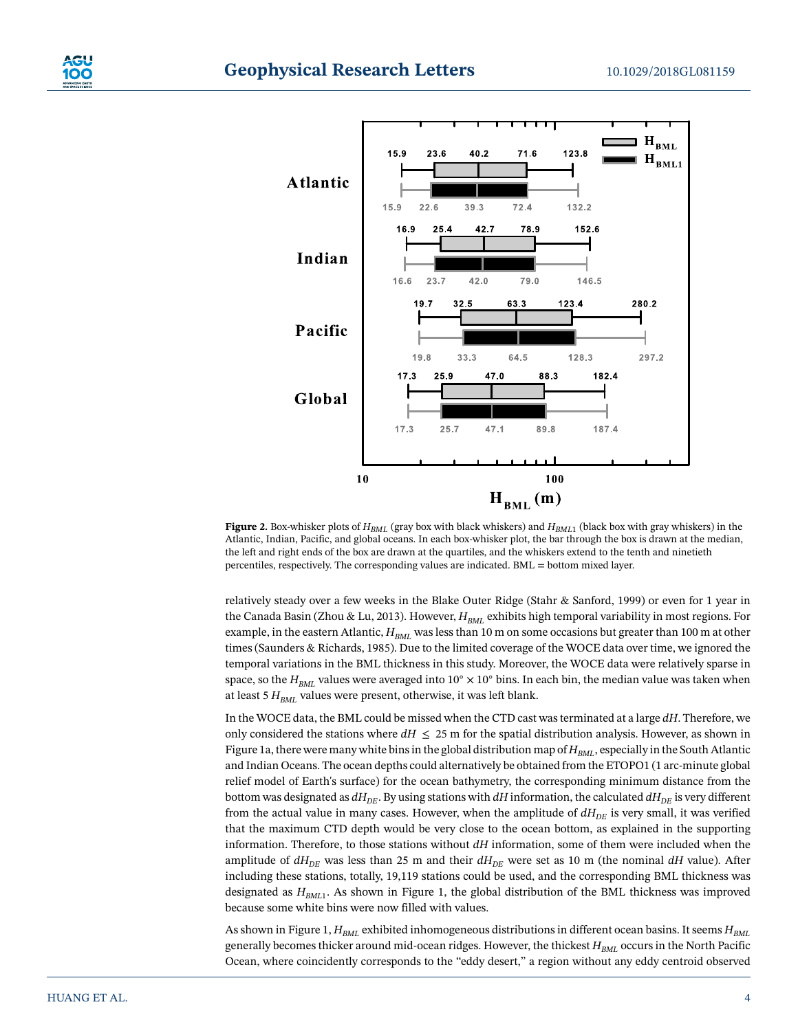**Figure 2.** Box-whisker plots of $H_{BML}$ (gray box with black whiskers) and $H_{BML1}$ (black box with gray whiskers) in the Atlantic, Indian, Pacific, and global oceans. In each box-whisker plot, the bar through the box is drawn at the median, the left and right ends of the box are drawn at the quartiles, and the whiskers extend to the tenth and ninetieth percentiles, respectively. The corresponding values are indicated. BML = bottom mixed layer.

relatively steady over a few weeks in the Blake Outer Ridge (Stahr & Sanford, 1999) or even for 1 year in the Canada Basin (Zhou & Lu, 2013). However, $H_{BML}$ exhibits high temporal variability in most regions. For example, in the eastern Atlantic, $H_{BML}$ was less than 10 m on some occasions but greater than 100 m at other times (Saunders & Richards, 1985). Due to the limited coverage of the WOCE data over time, we ignored the temporal variations in the BML thickness in this study. Moreover, the WOCE data were relatively sparse in space, so the $H_{BML}$ values were averaged into $10° \times 10°$ bins. In each bin, the median value was taken when at least 5 $H_{BML}$ values were present, otherwise, it was left blank.

In the WOCE data, the BML could be missed when the CTD cast was terminated at a large $dH$. Therefore, we only considered the stations where $dH \leq 25$ m for the spatial distribution analysis. However, as shown in Figure 1a, there were many white bins in the global distribution map of $H_{BML}$, especially in the South Atlantic and Indian Oceans. The ocean depths could alternatively be obtained from the ETOPO1 (1 arc-minute global relief model of Earth's surface) for the ocean bathymetry, the corresponding minimum distance from the bottom was designated as $dH_{DE}$. By using stations with $dH$ information, the calculated $dH_{DE}$ is very different from the actual value in many cases. However, when the amplitude of $dH_{DE}$ is very small, it was verified that the maximum CTD depth would be very close to the ocean bottom, as explained in the supporting information. Therefore, to those stations without $dH$ information, some of them were included when the amplitude of $dH_{DE}$ was less than 25 m and their $dH_{DE}$ were set as 10 m (the nominal $dH$ value). After including these stations, totally, 19,119 stations could be used, and the corresponding BML thickness was designated as $H_{BML1}$. As shown in Figure 1, the global distribution of the BML thickness was improved because some white bins were now filled with values.

As shown in Figure 1, $H_{BML}$ exhibited inhomogeneous distributions in different ocean basins. It seems $H_{BML}$ generally becomes thicker around mid-ocean ridges. However, the thickest $H_{BML}$ occurs in the North Pacific Ocean, where coincidently corresponds to the "eddy desert," a region without any eddy centroid observed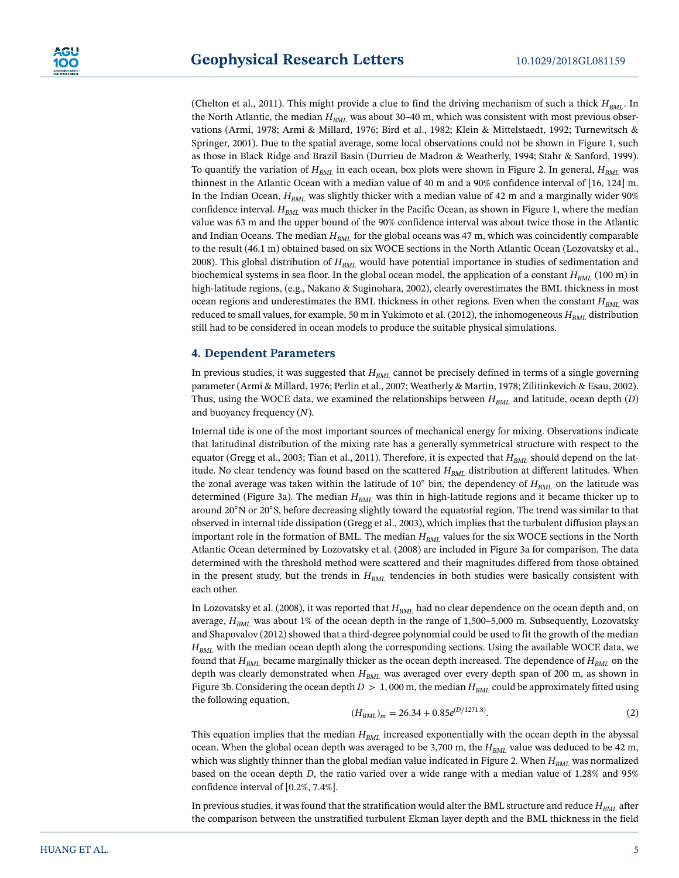(Chelton et al., 2011). This might provide a clue to find the driving mechanism of such a thick $H_{BML}$. In the North Atlantic, the median $H_{BML}$ was about 30–40 m, which was consistent with most previous observations (Armi, 1978; Armi & Millard, 1976; Bird et al., 1982; Klein & Mittelstaedt, 1992; Turnewitsch & Springer, 2001). Due to the spatial average, some local observations could not be shown in Figure 1, such as those in Black Ridge and Brazil Basin (Durrieu de Madron & Weatherly, 1994; Stahr & Sanford, 1999). To quantify the variation of $H_{BML}$ in each ocean, box plots were shown in Figure 2. In general, $H_{BML}$ was thinnest in the Atlantic Ocean with a median value of 40 m and a 90% confidence interval of [16, 124] m. In the Indian Ocean, $H_{BML}$ was slightly thicker with a median value of 42 m and a marginally wider 90% confidence interval. $H_{BML}$ was much thicker in the Pacific Ocean, as shown in Figure 1, where the median value was 63 m and the upper bound of the 90% confidence interval was about twice those in the Atlantic and Indian Oceans. The median $H_{BML}$ for the global oceans was 47 m, which was coincidently comparable to the result (46.1 m) obtained based on six WOCE sections in the North Atlantic Ocean (Lozovatsky et al., 2008). This global distribution of $H_{BML}$ would have potential importance in studies of sedimentation and biochemical systems in sea floor. In the global ocean model, the application of a constant $H_{BML}$ (100 m) in high-latitude regions, (e.g., Nakano & Suginohara, 2002), clearly overestimates the BML thickness in most ocean regions and underestimates the BML thickness in other regions. Even when the constant $H_{BML}$ was reduced to small values, for example, 50 m in Yukimoto et al. (2012), the inhomogeneous $H_{BML}$ distribution still had to be considered in ocean models to produce the suitable physical simulations.

## 4. Dependent Parameters

In previous studies, it was suggested that $H_{BML}$ cannot be precisely defined in terms of a single governing parameter (Armi & Millard, 1976; Perlin et al., 2007; Weatherly & Martin, 1978; Zilitinkevich & Esau, 2002). Thus, using the WOCE data, we examined the relationships between $H_{BML}$ and latitude, ocean depth ($D$) and buoyancy frequency ($N$).

Internal tide is one of the most important sources of mechanical energy for mixing. Observations indicate that latitudinal distribution of the mixing rate has a generally symmetrical structure with respect to the equator (Gregg et al., 2003; Tian et al., 2011). Therefore, it is expected that $H_{BML}$ should depend on the latitude. No clear tendency was found based on the scattered $H_{BML}$ distribution at different latitudes. When the zonal average was taken within the latitude of 10° bin, the dependency of $H_{BML}$ on the latitude was determined (Figure 3a). The median $H_{BML}$ was thin in high-latitude regions and it became thicker up to around 20°N or 20°S, before decreasing slightly toward the equatorial region. The trend was similar to that observed in internal tide dissipation (Gregg et al., 2003), which implies that the turbulent diffusion plays an important role in the formation of BML. The median $H_{BML}$ values for the six WOCE sections in the North Atlantic Ocean determined by Lozovatsky et al. (2008) are included in Figure 3a for comparison. The data determined with the threshold method were scattered and their magnitudes differed from those obtained in the present study, but the trends in $H_{BML}$ tendencies in both studies were basically consistent with each other.

In Lozovatsky et al. (2008), it was reported that $H_{BML}$ had no clear dependence on the ocean depth and, on average, $H_{BML}$ was about 1% of the ocean depth in the range of 1,500–5,000 m. Subsequently, Lozovatsky and Shapovalov (2012) showed that a third-degree polynomial could be used to fit the growth of the median $H_{BML}$ with the median ocean depth along the corresponding sections. Using the available WOCE data, we found that $H_{BML}$ became marginally thicker as the ocean depth increased. The dependence of $H_{BML}$ on the depth was clearly demonstrated when $H_{BML}$ was averaged over every depth span of 200 m, as shown in Figure 3b. Considering the ocean depth $D > 1,000$ m, the median $H_{BML}$ could be approximately fitted using the following equation,

$$(H_{BML})_m = 26.34 + 0.85e^{(D/1271.8)}. \tag{2}$$

This equation implies that the median $H_{BML}$ increased exponentially with the ocean depth in the abyssal ocean. When the global ocean depth was averaged to be 3,700 m, the $H_{BML}$ value was deduced to be 42 m, which was slightly thinner than the global median value indicated in Figure 2. When $H_{BML}$ was normalized based on the ocean depth $D$, the ratio varied over a wide range with a median value of 1.28% and 95% confidence interval of [0.2%, 7.4%].

In previous studies, it was found that the stratification would alter the BML structure and reduce $H_{BML}$ after the comparison between the unstratified turbulent Ekman layer depth and the BML thickness in the field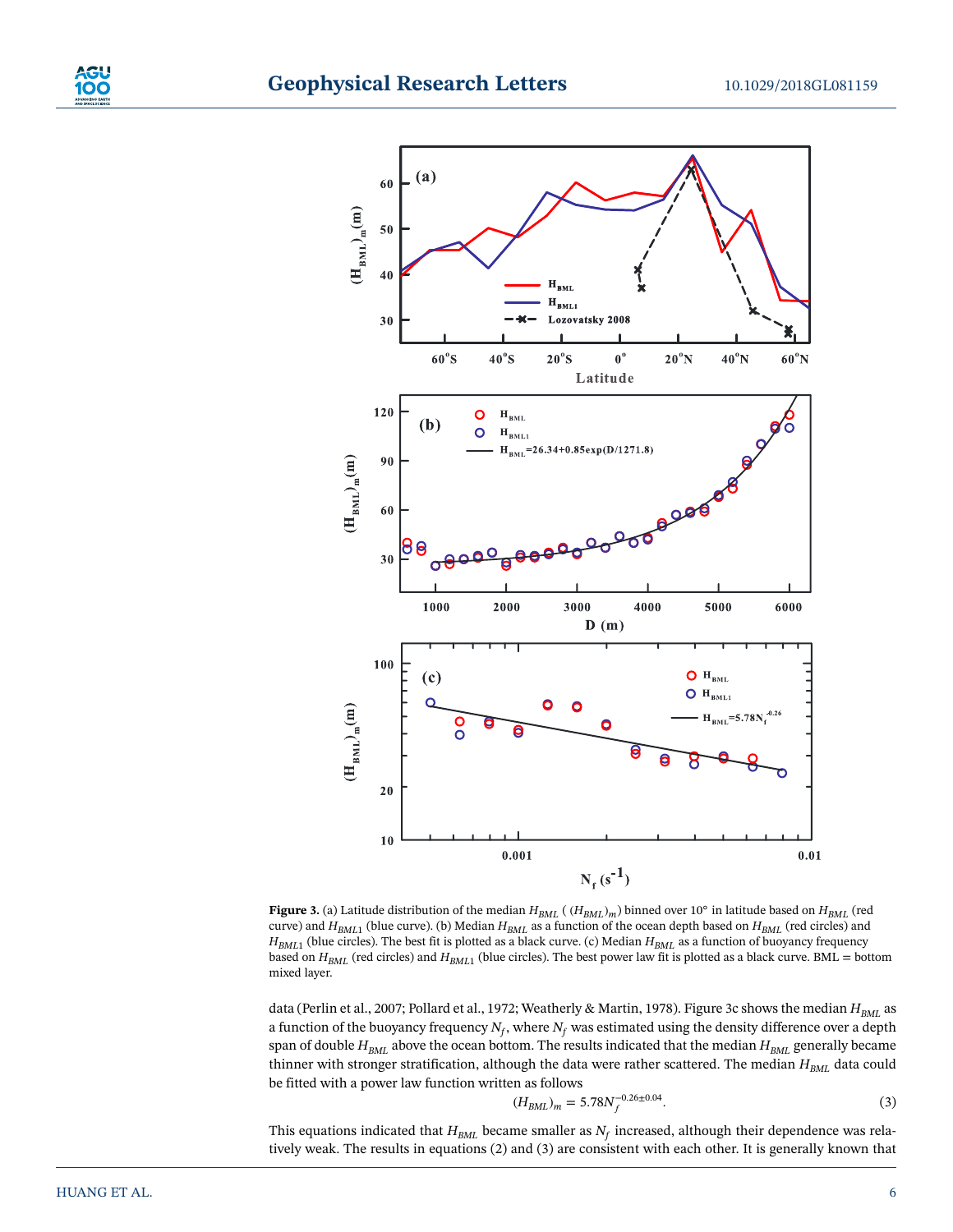**Figure 3.** (a) Latitude distribution of the median $H_{BML}$ ( $(H_{BML})_m$) binned over 10° in latitude based on $H_{BML}$ (red curve) and $H_{BML1}$ (blue curve). (b) Median $H_{BML}$ as a function of the ocean depth based on $H_{BML}$ (red circles) and $H_{BML1}$ (blue circles). The best fit is plotted as a black curve. (c) Median $H_{BML}$ as a function of buoyancy frequency based on $H_{BML}$ (red circles) and $H_{BML1}$ (blue circles). The best power law fit is plotted as a black curve. BML = bottom mixed layer.

data (Perlin et al., 2007; Pollard et al., 1972; Weatherly & Martin, 1978). Figure 3c shows the median $H_{BML}$ as a function of the buoyancy frequency $N_f$, where $N_f$ was estimated using the density difference over a depth span of double $H_{BML}$ above the ocean bottom. The results indicated that the median $H_{BML}$ generally became thinner with stronger stratification, although the data were rather scattered. The median $H_{BML}$ data could be fitted with a power law function written as follows

$$(H_{BML})_m = 5.78N_f^{-0.26\pm0.04}. \tag{3}$$

This equations indicated that $H_{BML}$ became smaller as $N_f$ increased, although their dependence was relatively weak. The results in equations (2) and (3) are consistent with each other. It is generally known that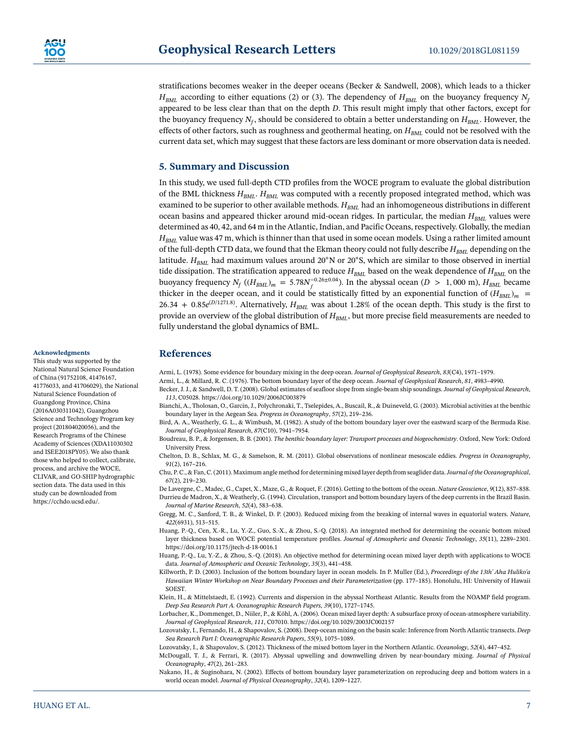stratifications becomes weaker in the deeper oceans (Becker & Sandwell, 2008), which leads to a thicker $H_{BML}$ according to either equations (2) or (3). The dependency of $H_{BML}$ on the buoyancy frequency $N_f$ appeared to be less clear than that on the depth $D$. This result might imply that other factors, except for the buoyancy frequency $N_f$, should be considered to obtain a better understanding on $H_{BML}$. However, the effects of other factors, such as roughness and geothermal heating, on $H_{BML}$ could not be resolved with the current data set, which may suggest that these factors are less dominant or more observation data is needed.

## 5. Summary and Discussion

In this study, we used full-depth CTD profiles from the WOCE program to evaluate the global distribution of the BML thickness $H_{BML}$. $H_{BML}$ was computed with a recently proposed integrated method, which was examined to be superior to other available methods. $H_{BML}$ had an inhomogeneous distributions in different ocean basins and appeared thicker around mid-ocean ridges. In particular, the median $H_{BML}$ values were determined as 40, 42, and 64 m in the Atlantic, Indian, and Pacific Oceans, respectively. Globally, the median $H_{BML}$ value was 47 m, which is thinner than that used in some ocean models. Using a rather limited amount of the full-depth CTD data, we found that the Ekman theory could not fully describe $H_{BML}$ depending on the latitude. $H_{BML}$ had maximum values around 20°N or 20°S, which are similar to those observed in inertial tide dissipation. The stratification appeared to reduce $H_{BML}$ based on the weak dependence of $H_{BML}$ on the buoyancy frequency $N_f$ ($(H_{BML})_m = 5.78N_f^{-0.26\pm0.04}$). In the abyssal ocean ($D > 1,000$ m), $H_{BML}$ became thicker in the deeper ocean, and it could be statistically fitted by an exponential function of $(H_{BML})_m = 26.34 + 0.85e^{(D/1271.8)}$. Alternatively, $H_{BML}$ was about 1.28% of the ocean depth. This study is the first to provide an overview of the global distribution of $H_{BML}$, but more precise field measurements are needed to fully understand the global dynamics of BML.

#### Acknowledgments

This study was supported by the National Natural Science Foundation of China (91752108, 41476167, 41776033, and 41706029), the National Natural Science Foundation of Guangdong Province, China (2016A030311042), Guangzhou Science and Technology Program key project (201804020056), and the Research Programs of the Chinese Academy of Sciences (XDA11030302 and ISEE2018PY05). We also thank those who helped to collect, calibrate, process, and archive the WOCE, CLIVAR, and GO-SHIP hydrographic section data. The data used in this study can be downloaded from https://cchdo.ucsd.edu/.

## References

Armi, L. (1978). Some evidence for boundary mixing in the deep ocean. *Journal of Geophysical Research*, *83*(C4), 1971–1979.

Armi, L., & Millard, R. C. (1976). The bottom boundary layer of the deep ocean. *Journal of Geophysical Research*, *81*, 4983–4990.

Becker, J. J., & Sandwell, D. T. (2008). Global estimates of seafloor slope from single-beam ship soundings. *Journal of Geophysical Research*, *113*, C05028. https://doi.org/10.1029/2006JC003879

Bianchi, A., Tholosan, O., Garcin, J., Polychronaki, T., Tselepides, A., Buscail, R., & Duineveld, G. (2003). Microbial activities at the benthic boundary layer in the Aegean Sea. *Progress in Oceanography*, *57*(2), 219–236.

Bird, A. A., Weatherly, G. L., & Wimbush, M. (1982). A study of the bottom boundary layer over the eastward scarp of the Bermuda Rise. *Journal of Geophysical Research*, *87*(C10), 7941–7954.

Boudreau, B. P., & Jorgensen, B. B. (2001). *The benthic boundary layer: Transport processes and biogeochemistry*. Oxford, New York: Oxford University Press.

Chelton, D. B., Schlax, M. G., & Samelson, R. M. (2011). Global observations of nonlinear mesoscale eddies. *Progress in Oceanography*, *91*(2), 167–216.

Chu, P. C., & Fan, C. (2011). Maximum angle method for determining mixed layer depth from seaglider data. *Journal of the Oceanographical*, *67*(2), 219–230.

De Lavergne, C., Madec, G., Capet, X., Maze, G., & Roquet, F. (2016). Getting to the bottom of the ocean. *Nature Geoscience*, *9*(12), 857–858.

Durrieu de Madron, X., & Weatherly, G. (1994). Circulation, transport and bottom boundary layers of the deep currents in the Brazil Basin. *Journal of Marine Research*, *52*(4), 583–638.

Gregg, M. C., Sanford, T. B., & Winkel, D. P. (2003). Reduced mixing from the breaking of internal waves in equatorial waters. *Nature*, *422*(6931), 513–515.

Huang, P.-Q., Cen, X.-R., Lu, Y.-Z., Guo, S.-X., & Zhou, S.-Q. (2018). An integrated method for determining the oceanic bottom mixed layer thickness based on WOCE potential temperature profiles. *Journal of Atmospheric and Oceanic Technology*, *35*(11), 2289–2301. https://doi.org/10.1175/jtech-d-18-0016.1

Huang, P.-Q., Lu, Y.-Z., & Zhou, S.-Q. (2018). An objective method for determining ocean mixed layer depth with applications to WOCE data. *Journal of Atmospheric and Oceanic Technology*, *35*(3), 441–458.

Killworth, P. D. (2003). Inclusion of the bottom boundary layer in ocean models. In P. Muller (Ed.), *Proceedings of the 13th' Aha Huliko'a Hawaiian Winter Workshop on Near Boundary Processes and their Parameterization* (pp. 177–185). Honolulu, HI: University of Hawaii SOEST.

Klein, H., & Mittelstaedt, E. (1992). Currents and dispersion in the abyssal Northeast Atlantic. Results from the NOAMP field program. *Deep Sea Research Part A. Oceanographic Research Papers*, *39*(10), 1727–1745.

Lorbacher, K., Dommenget, D., Niiler, P., & Köhl, A. (2006). Ocean mixed layer depth: A subsurface proxy of ocean-atmosphere variability. *Journal of Geophysical Research*, *111*, C07010. https://doi.org/10.1029/2003JC002157

Lozovatsky, I., Fernando, H., & Shapovalov, S. (2008). Deep-ocean mixing on the basin scale: Inference from North Atlantic transects. *Deep Sea Research Part I: Oceanographic Research Papers*, *55*(9), 1075–1089.

Lozovatsky, I., & Shapovalov, S. (2012). Thickness of the mixed bottom layer in the Northern Atlantic. *Oceanology*, *52*(4), 447–452.

McDougall, T. J., & Ferrari, R. (2017). Abyssal upwelling and downwelling driven by near-boundary mixing. *Journal of Physical Oceanography*, *47*(2), 261–283.

Nakano, H., & Suginohara, N. (2002). Effects of bottom boundary layer parameterization on reproducing deep and bottom waters in a world ocean model. *Journal of Physical Oceanography*, *32*(4), 1209–1227.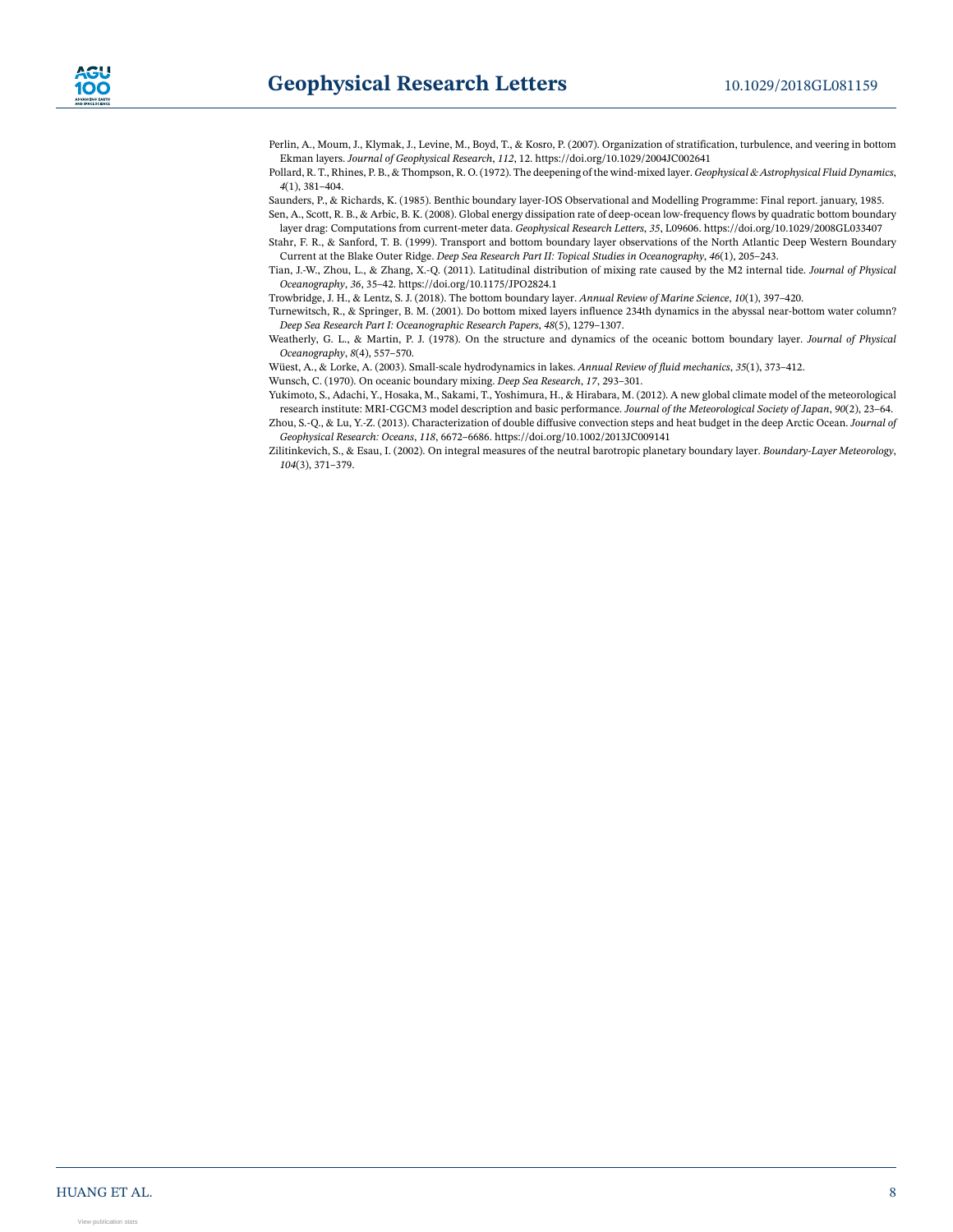Perlin, A., Moum, J., Klymak, J., Levine, M., Boyd, T., & Kosro, P. (2007). Organization of stratification, turbulence, and veering in bottom Ekman layers. *Journal of Geophysical Research*, *112*, 12. https://doi.org/10.1029/2004JC002641

Pollard, R. T., Rhines, P. B., & Thompson, R. O. (1972). The deepening of the wind-mixed layer. *Geophysical & Astrophysical Fluid Dynamics*, *4*(1), 381–404.

Saunders, P., & Richards, K. (1985). Benthic boundary layer-IOS Observational and Modelling Programme: Final report. january, 1985.

Sen, A., Scott, R. B., & Arbic, B. K. (2008). Global energy dissipation rate of deep-ocean low-frequency flows by quadratic bottom boundary layer drag: Computations from current-meter data. *Geophysical Research Letters*, *35*, L09606. https://doi.org/10.1029/2008GL033407

Stahr, F. R., & Sanford, T. B. (1999). Transport and bottom boundary layer observations of the North Atlantic Deep Western Boundary Current at the Blake Outer Ridge. *Deep Sea Research Part II: Topical Studies in Oceanography*, *46*(1), 205–243.

Tian, J.-W., Zhou, L., & Zhang, X.-Q. (2011). Latitudinal distribution of mixing rate caused by the M2 internal tide. *Journal of Physical Oceanography*, *36*, 35–42. https://doi.org/10.1175/JPO2824.1

Trowbridge, J. H., & Lentz, S. J. (2018). The bottom boundary layer. *Annual Review of Marine Science*, *10*(1), 397–420.

Turnewitsch, R., & Springer, B. M. (2001). Do bottom mixed layers influence 234th dynamics in the abyssal near-bottom water column? *Deep Sea Research Part I: Oceanographic Research Papers*, *48*(5), 1279–1307.

Weatherly, G. L., & Martin, P. J. (1978). On the structure and dynamics of the oceanic bottom boundary layer. *Journal of Physical Oceanography*, *8*(4), 557–570.

Wüest, A., & Lorke, A. (2003). Small-scale hydrodynamics in lakes. *Annual Review of fluid mechanics*, *35*(1), 373–412.

Wunsch, C. (1970). On oceanic boundary mixing. *Deep Sea Research*, *17*, 293–301.

Yukimoto, S., Adachi, Y., Hosaka, M., Sakami, T., Yoshimura, H., & Hirabara, M. (2012). A new global climate model of the meteorological research institute: MRI-CGCM3 model description and basic performance. *Journal of the Meteorological Society of Japan*, *90*(2), 23–64.

Zhou, S.-Q., & Lu, Y.-Z. (2013). Characterization of double diffusive convection steps and heat budget in the deep Arctic Ocean. *Journal of Geophysical Research: Oceans*, *118*, 6672–6686. https://doi.org/10.1002/2013JC009141

Zilitinkevich, S., & Esau, I. (2002). On integral measures of the neutral barotropic planetary boundary layer. *Boundary-Layer Meteorology*, *104*(3), 371–379.